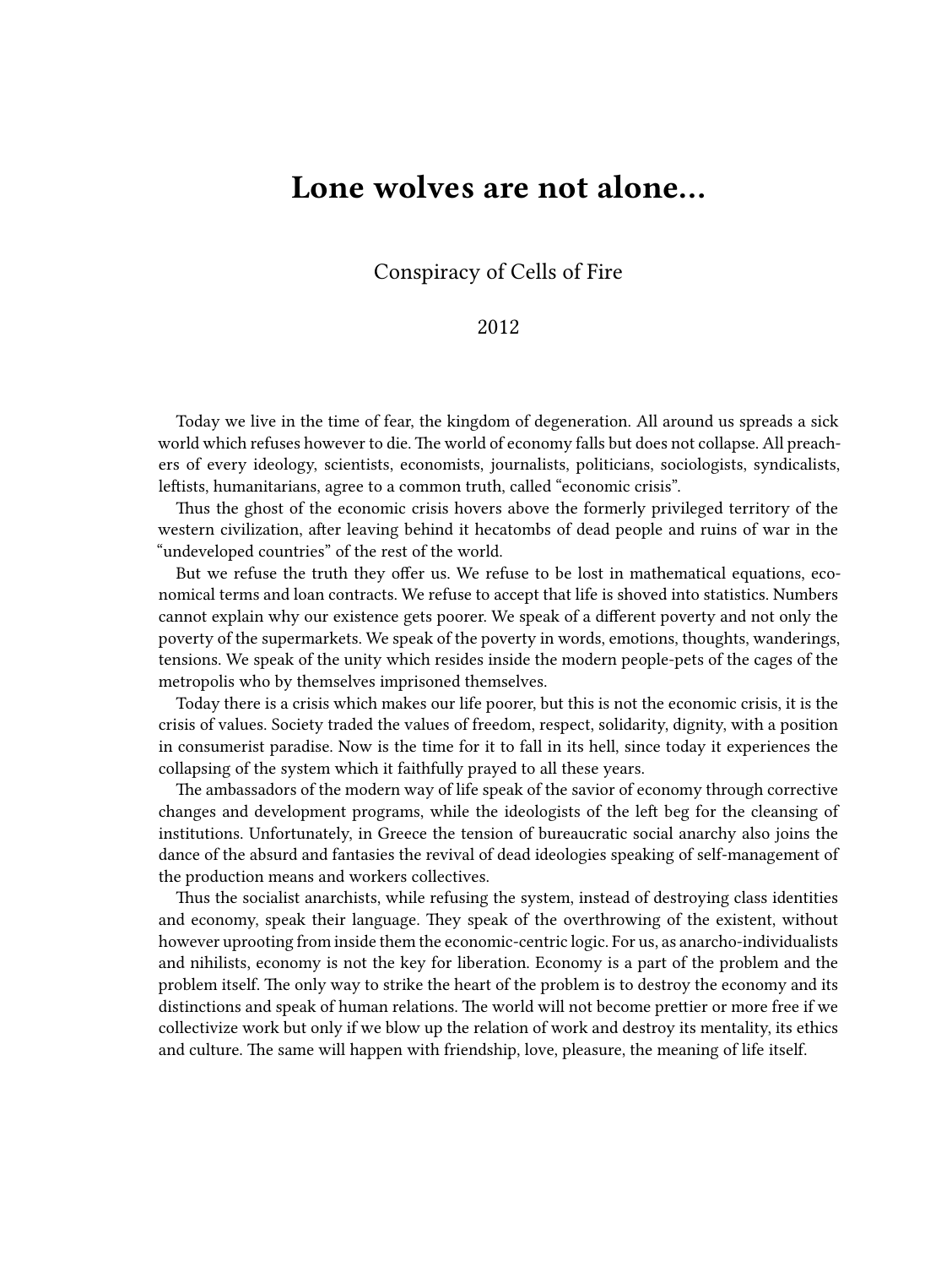# Lone wolves are not alone...

Conspiracy of Cells of Fire

2012

Today we live in the time of fear, the kingdom of degeneration. All around us spreads a sick world which refuses however to die. The world of economy falls but does not collapse. All preachers of every ideology, scientists, economists, journalists, politicians, sociologists, syndicalists, leftists, humanitarians, agree to a common truth, called "economic crisis".

Thus the ghost of the economic crisis hovers above the formerly privileged territory of the western civilization, after leaving behind it hecatombs of dead people and ruins of war in the "undeveloped countries" of the rest of the world.

But we refuse the truth they offer us. We refuse to be lost in mathematical equations, economical terms and loan contracts. We refuse to accept that life is shoved into statistics. Numbers cannot explain why our existence gets poorer. We speak of a different poverty and not only the poverty of the supermarkets. We speak of the poverty in words, emotions, thoughts, wanderings, tensions. We speak of the unity which resides inside the modern people-pets of the cages of the metropolis who by themselves imprisoned themselves.

Today there is a crisis which makes our life poorer, but this is not the economic crisis, it is the crisis of values. Society traded the values of freedom, respect, solidarity, dignity, with a position in consumerist paradise. Now is the time for it to fall in its hell, since today it experiences the collapsing of the system which it faithfully prayed to all these years.

The ambassadors of the modern way of life speak of the savior of economy through corrective changes and development programs, while the ideologists of the left beg for the cleansing of institutions. Unfortunately, in Greece the tension of bureaucratic social anarchy also joins the dance of the absurd and fantasies the revival of dead ideologies speaking of self-management of the production means and workers collectives.

Thus the socialist anarchists, while refusing the system, instead of destroying class identities and economy, speak their language. They speak of the overthrowing of the existent, without however uprooting from inside them the economic-centric logic. For us, as anarcho-individualists and nihilists, economy is not the key for liberation. Economy is a part of the problem and the problem itself. The only way to strike the heart of the problem is to destroy the economy and its distinctions and speak of human relations. The world will not become prettier or more free if we collectivize work but only if we blow up the relation of work and destroy its mentality, its ethics and culture. The same will happen with friendship, love, pleasure, the meaning of life itself.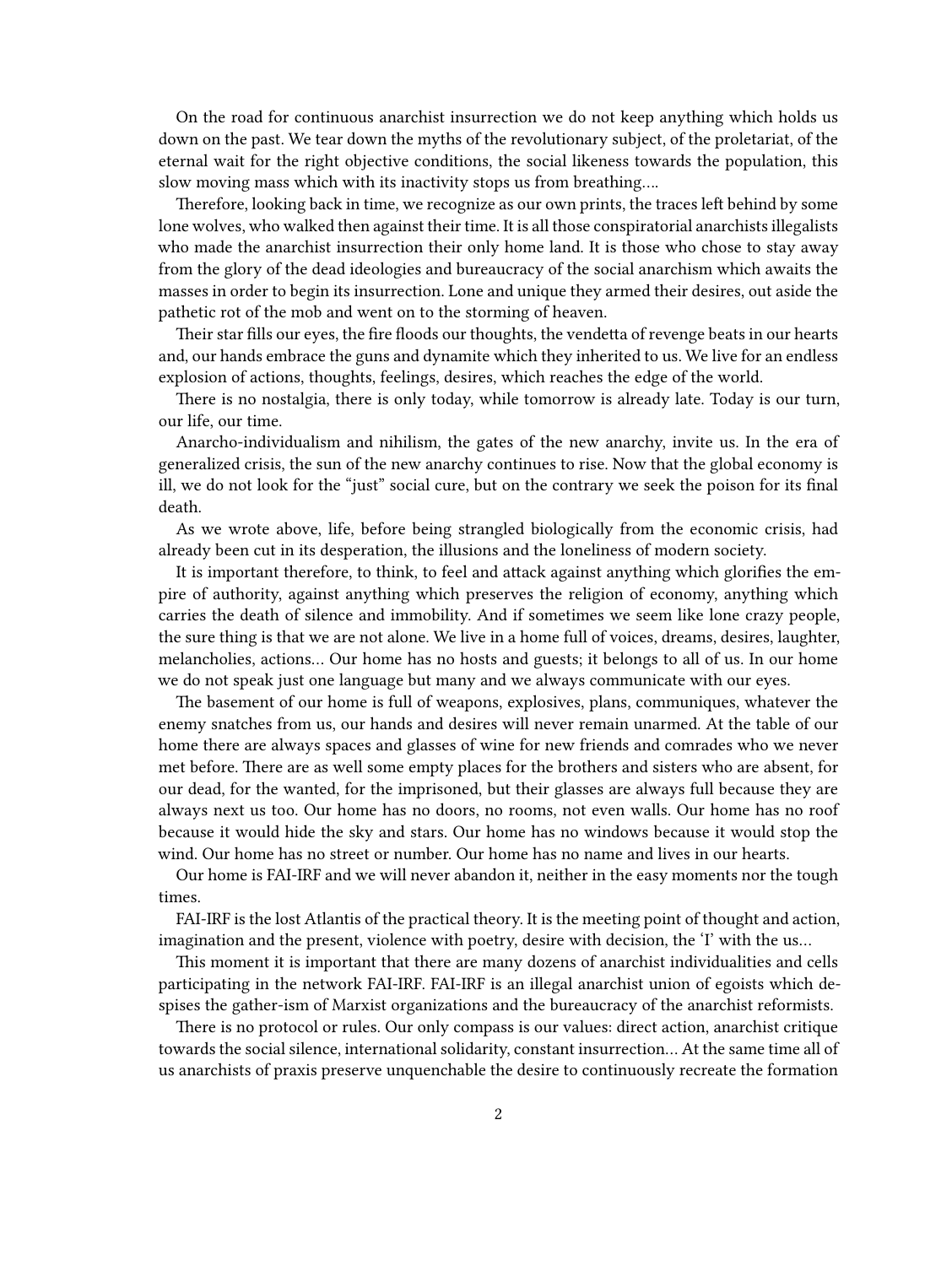On the road for continuous anarchist insurrection we do not keep anything which holds us down on the past. We tear down the myths of the revolutionary subject, of the proletariat, of the eternal wait for the right objective conditions, the social likeness towards the population, this slow moving mass which with its inactivity stops us from breathing….

Therefore, looking back in time, we recognize as our own prints, the traces left behind by some lone wolves, who walked then against their time. It is all those conspiratorial anarchists illegalists who made the anarchist insurrection their only home land. It is those who chose to stay away from the glory of the dead ideologies and bureaucracy of the social anarchism which awaits the masses in order to begin its insurrection. Lone and unique they armed their desires, out aside the pathetic rot of the mob and went on to the storming of heaven.

Their star fills our eyes, the fire floods our thoughts, the vendetta of revenge beats in our hearts and, our hands embrace the guns and dynamite which they inherited to us. We live for an endless explosion of actions, thoughts, feelings, desires, which reaches the edge of the world.

There is no nostalgia, there is only today, while tomorrow is already late. Today is our turn, our life, our time.

Anarcho-individualism and nihilism, the gates of the new anarchy, invite us. In the era of generalized crisis, the sun of the new anarchy continues to rise. Now that the global economy is ill, we do not look for the "just" social cure, but on the contrary we seek the poison for its final death.

As we wrote above, life, before being strangled biologically from the economic crisis, had already been cut in its desperation, the illusions and the loneliness of modern society.

It is important therefore, to think, to feel and attack against anything which glorifies the empire of authority, against anything which preserves the religion of economy, anything which carries the death of silence and immobility. And if sometimes we seem like lone crazy people, the sure thing is that we are not alone. We live in a home full of voices, dreams, desires, laughter, melancholies, actions… Our home has no hosts and guests; it belongs to all of us. In our home we do not speak just one language but many and we always communicate with our eyes.

The basement of our home is full of weapons, explosives, plans, communiques, whatever the enemy snatches from us, our hands and desires will never remain unarmed. At the table of our home there are always spaces and glasses of wine for new friends and comrades who we never met before. There are as well some empty places for the brothers and sisters who are absent, for our dead, for the wanted, for the imprisoned, but their glasses are always full because they are always next us too. Our home has no doors, no rooms, not even walls. Our home has no roof because it would hide the sky and stars. Our home has no windows because it would stop the wind. Our home has no street or number. Our home has no name and lives in our hearts.

Our home is FAI-IRF and we will never abandon it, neither in the easy moments nor the tough times.

FAI-IRF is the lost Atlantis of the practical theory. It is the meeting point of thought and action, imagination and the present, violence with poetry, desire with decision, the 'I' with the us…

This moment it is important that there are many dozens of anarchist individualities and cells participating in the network FAI-IRF. FAI-IRF is an illegal anarchist union of egoists which despises the gather-ism of Marxist organizations and the bureaucracy of the anarchist reformists.

There is no protocol or rules. Our only compass is our values: direct action, anarchist critique towards the social silence, international solidarity, constant insurrection… At the same time all of us anarchists of praxis preserve unquenchable the desire to continuously recreate the formation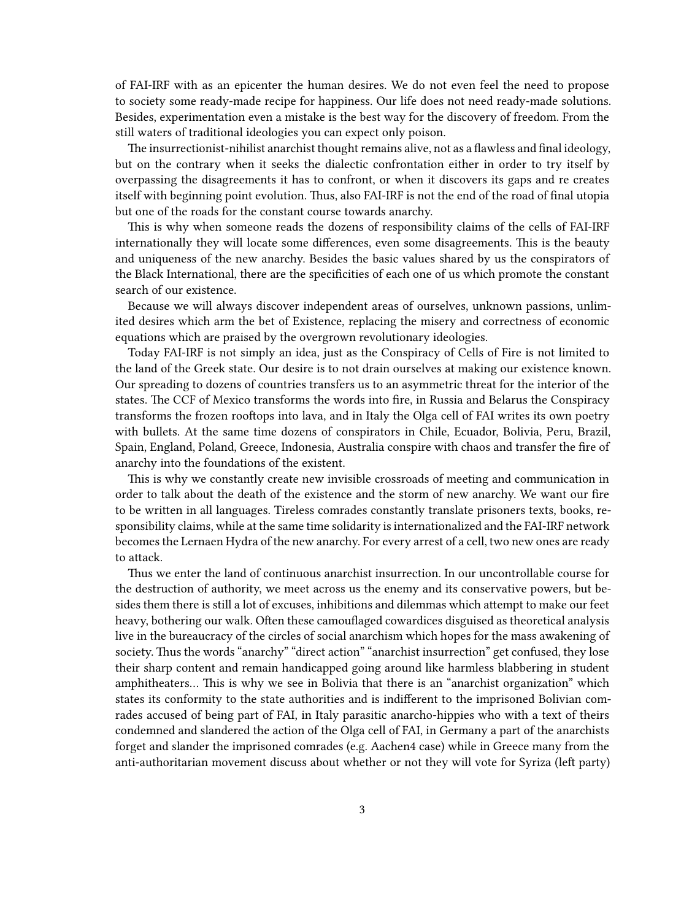of FAI-IRF with as an epicenter the human desires. We do not even feel the need to propose to society some ready-made recipe for happiness. Our life does not need ready-made solutions. Besides, experimentation even a mistake is the best way for the discovery of freedom. From the still waters of traditional ideologies you can expect only poison.

The insurrectionist-nihilist anarchist thought remains alive, not as a flawless and final ideology, but on the contrary when it seeks the dialectic confrontation either in order to try itself by overpassing the disagreements it has to confront, or when it discovers its gaps and re creates itself with beginning point evolution. Thus, also FAI-IRF is not the end of the road of final utopia but one of the roads for the constant course towards anarchy.

This is why when someone reads the dozens of responsibility claims of the cells of FAI-IRF internationally they will locate some differences, even some disagreements. This is the beauty and uniqueness of the new anarchy. Besides the basic values shared by us the conspirators of the Black International, there are the specificities of each one of us which promote the constant search of our existence.

Because we will always discover independent areas of ourselves, unknown passions, unlimited desires which arm the bet of Existence, replacing the misery and correctness of economic equations which are praised by the overgrown revolutionary ideologies.

Today FAI-IRF is not simply an idea, just as the Conspiracy of Cells of Fire is not limited to the land of the Greek state. Our desire is to not drain ourselves at making our existence known. Our spreading to dozens of countries transfers us to an asymmetric threat for the interior of the states. The CCF of Mexico transforms the words into fire, in Russia and Belarus the Conspiracy transforms the frozen rooftops into lava, and in Italy the Olga cell of FAI writes its own poetry with bullets. At the same time dozens of conspirators in Chile, Ecuador, Bolivia, Peru, Brazil, Spain, England, Poland, Greece, Indonesia, Australia conspire with chaos and transfer the fire of anarchy into the foundations of the existent.

This is why we constantly create new invisible crossroads of meeting and communication in order to talk about the death of the existence and the storm of new anarchy. We want our fire to be written in all languages. Tireless comrades constantly translate prisoners texts, books, responsibility claims, while at the same time solidarity is internationalized and the FAI-IRF network becomes the Lernaen Hydra of the new anarchy. For every arrest of a cell, two new ones are ready to attack.

Thus we enter the land of continuous anarchist insurrection. In our uncontrollable course for the destruction of authority, we meet across us the enemy and its conservative powers, but besides them there is still a lot of excuses, inhibitions and dilemmas which attempt to make our feet heavy, bothering our walk. Often these camouflaged cowardices disguised as theoretical analysis live in the bureaucracy of the circles of social anarchism which hopes for the mass awakening of society. Thus the words "anarchy" "direct action" "anarchist insurrection" get confused, they lose their sharp content and remain handicapped going around like harmless blabbering in student amphitheaters… This is why we see in Bolivia that there is an "anarchist organization" which states its conformity to the state authorities and is indifferent to the imprisoned Bolivian comrades accused of being part of FAI, in Italy parasitic anarcho-hippies who with a text of theirs condemned and slandered the action of the Olga cell of FAI, in Germany a part of the anarchists forget and slander the imprisoned comrades (e.g. Aachen4 case) while in Greece many from the anti-authoritarian movement discuss about whether or not they will vote for Syriza (left party)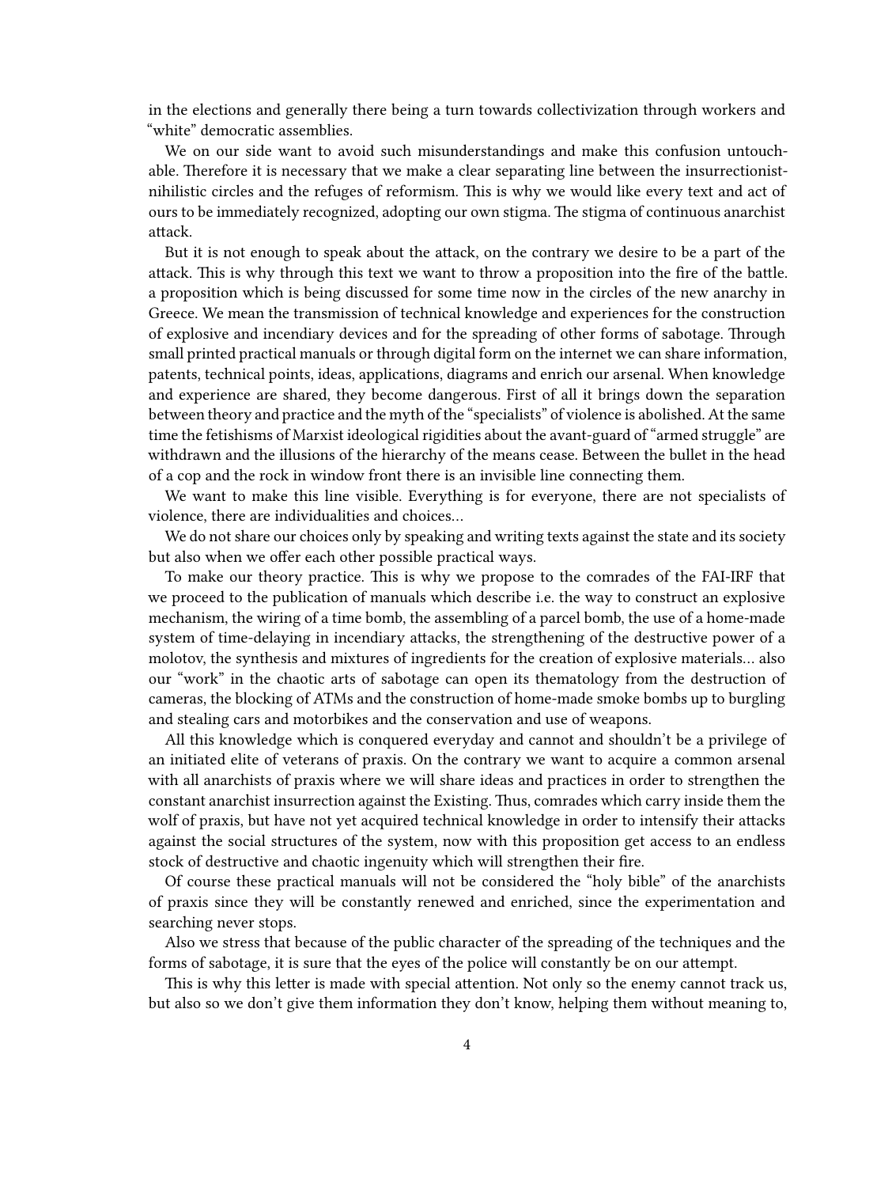in the elections and generally there being a turn towards collectivization through workers and "white" democratic assemblies.

We on our side want to avoid such misunderstandings and make this confusion untouchable. Therefore it is necessary that we make a clear separating line between the insurrectionist-nihilistic circles and the refuges of reformism. This is why we would like every text and act of ours to be immediately recognized, adopting our own stigma. The stigma of continuous anarchist attack.

But it is not enough to speak about the attack, on the contrary we desire to be a part of the attack. This is why through this text we want to throw a proposition into the fire of the battle. a proposition which is being discussed for some time now in the circles of the new anarchy in Greece. We mean the transmission of technical knowledge and experiences for the construction of explosive and incendiary devices and for the spreading of other forms of sabotage. Through small printed practical manuals or through digital form on the internet we can share information, patents, technical points, ideas, applications, diagrams and enrich our arsenal. When knowledge and experience are shared, they become dangerous. First of all it brings down the separation between theory and practice and the myth of the "specialists" of violence is abolished. At the same time the fetishisms of Marxist ideological rigidities about the avant-guard of "armed struggle" are withdrawn and the illusions of the hierarchy of the means cease. Between the bullet in the head of a cop and the rock in window front there is an invisible line connecting them.

We want to make this line visible. Everything is for everyone, there are not specialists of violence, there are individualities and choices…

We do not share our choices only by speaking and writing texts against the state and its society but also when we offer each other possible practical ways.

To make our theory practice. This is why we propose to the comrades of the FAI-IRF that we proceed to the publication of manuals which describe i.e. the way to construct an explosive mechanism, the wiring of a time bomb, the assembling of a parcel bomb, the use of a home-made system of time-delaying in incendiary attacks, the strengthening of the destructive power of a molotov, the synthesis and mixtures of ingredients for the creation of explosive materials… also our "work" in the chaotic arts of sabotage can open its thematology from the destruction of cameras, the blocking of ATMs and the construction of home-made smoke bombs up to burgling and stealing cars and motorbikes and the conservation and use of weapons.

All this knowledge which is conquered everyday and cannot and shouldn't be a privilege of an initiated elite of veterans of praxis. On the contrary we want to acquire a common arsenal with all anarchists of praxis where we will share ideas and practices in order to strengthen the constant anarchist insurrection against the Existing. Thus, comrades which carry inside them the wolf of praxis, but have not yet acquired technical knowledge in order to intensify their attacks against the social structures of the system, now with this proposition get access to an endless stock of destructive and chaotic ingenuity which will strengthen their fire.

Of course these practical manuals will not be considered the "holy bible" of the anarchists of praxis since they will be constantly renewed and enriched, since the experimentation and searching never stops.

Also we stress that because of the public character of the spreading of the techniques and the forms of sabotage, it is sure that the eyes of the police will constantly be on our attempt.

This is why this letter is made with special attention. Not only so the enemy cannot track us, but also so we don't give them information they don't know, helping them without meaning to,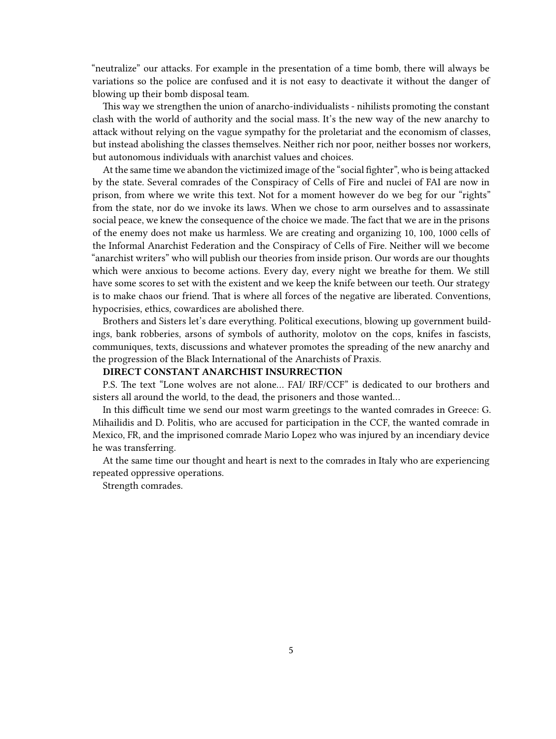"neutralize" our attacks. For example in the presentation of a time bomb, there will always be variations so the police are confused and it is not easy to deactivate it without the danger of blowing up their bomb disposal team.

This way we strengthen the union of anarcho-individualists - nihilists promoting the constant clash with the world of authority and the social mass. It's the new way of the new anarchy to attack without relying on the vague sympathy for the proletariat and the economism of classes, but instead abolishing the classes themselves. Neither rich nor poor, neither bosses nor workers, but autonomous individuals with anarchist values and choices.

At the same time we abandon the victimized image of the "social fighter", who is being attacked by the state. Several comrades of the Conspiracy of Cells of Fire and nuclei of FAI are now in prison, from where we write this text. Not for a moment however do we beg for our "rights" from the state, nor do we invoke its laws. When we chose to arm ourselves and to assassinate social peace, we knew the consequence of the choice we made. The fact that we are in the prisons of the enemy does not make us harmless. We are creating and organizing 10, 100, 1000 cells of the Informal Anarchist Federation and the Conspiracy of Cells of Fire. Neither will we become "anarchist writers" who will publish our theories from inside prison. Our words are our thoughts which were anxious to become actions. Every day, every night we breathe for them. We still have some scores to set with the existent and we keep the knife between our teeth. Our strategy is to make chaos our friend. That is where all forces of the negative are liberated. Conventions, hypocrisies, ethics, cowardices are abolished there.

Brothers and Sisters let's dare everything. Political executions, blowing up government buildings, bank robberies, arsons of symbols of authority, molotov on the cops, knifes in fascists, communiques, texts, discussions and whatever promotes the spreading of the new anarchy and the progression of the Black International of the Anarchists of Praxis.

**DIRECT CONSTANT ANARCHIST INSURRECTION**

P.S. The text "Lone wolves are not alone… FAI/ IRF/CCF" is dedicated to our brothers and sisters all around the world, to the dead, the prisoners and those wanted…

In this difficult time we send our most warm greetings to the wanted comrades in Greece: G. Mihailidis and D. Politis, who are accused for participation in the CCF, the wanted comrade in Mexico, FR, and the imprisoned comrade Mario Lopez who was injured by an incendiary device he was transferring.

At the same time our thought and heart is next to the comrades in Italy who are experiencing repeated oppressive operations.

Strength comrades.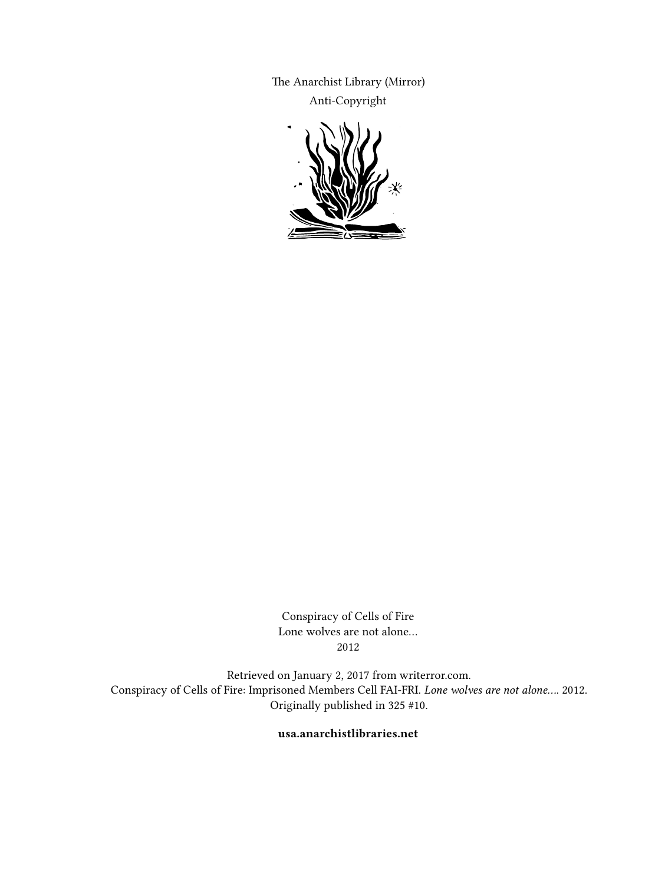The Anarchist Library (Mirror)
Anti-Copyright

Conspiracy of Cells of Fire
Lone wolves are not alone…
2012

Retrieved on January 2, 2017 from writerror.com.
Conspiracy of Cells of Fire: Imprisoned Members Cell FAI-FRI. *Lone wolves are not alone…*. 2012.
Originally published in 325 #10.

**usa.anarchistlibraries.net**